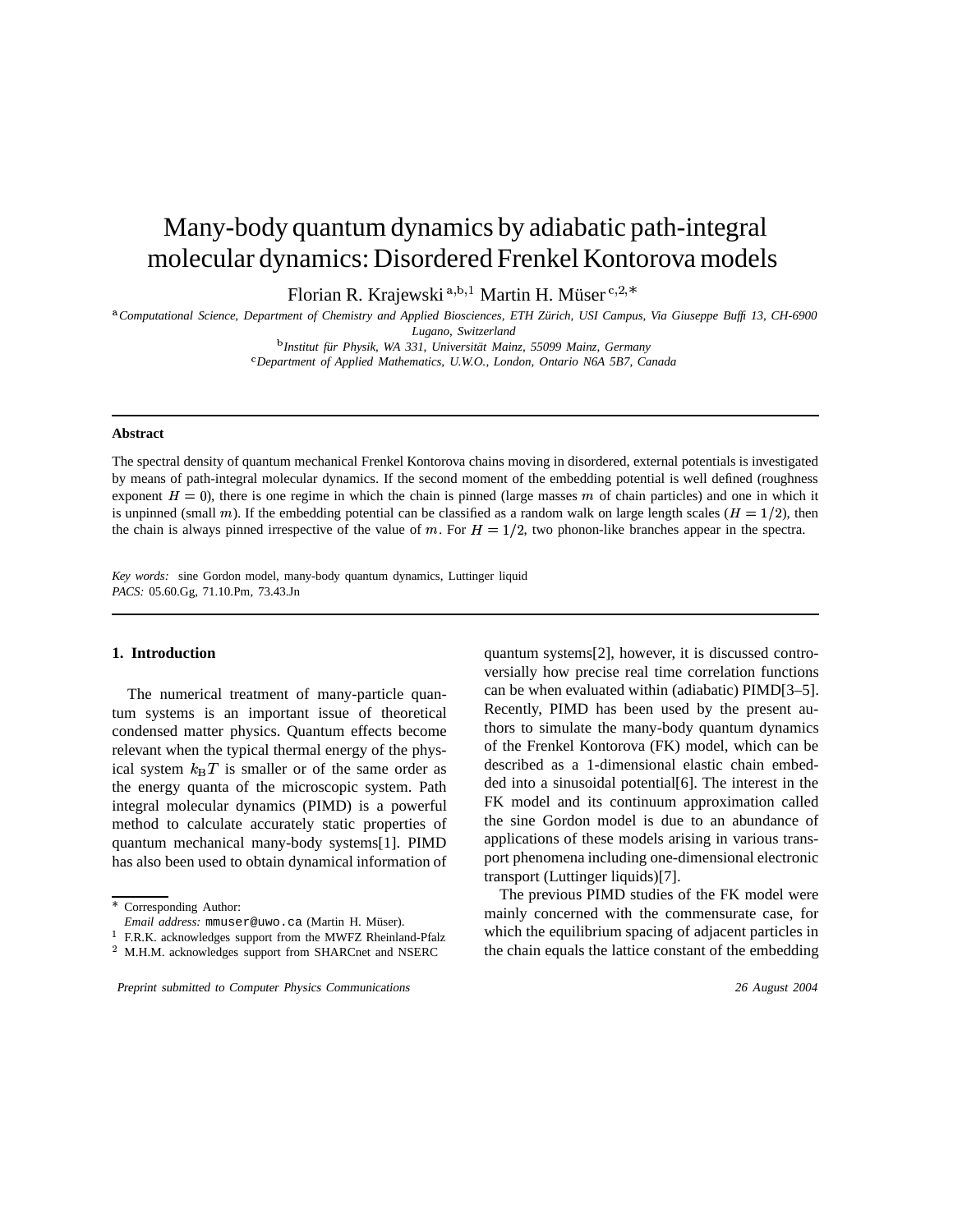# Many-body quantum dynamics by adiabatic path-integral molecular dynamics: Disordered Frenkel Kontorova models

Florian R. Krajewski [a,b,1] Martin H. Müser [c,2,*]

[a] *Computational Science, Department of Chemistry and Applied Biosciences, ETH Zürich, USI Campus, Via Giuseppe Buffi 13, CH-6900 Lugano, Switzerland*

[b] *Institut für Physik, WA 331, Universität Mainz, 55099 Mainz, Germany*

[c] *Department of Applied Mathematics, U.W.O., London, Ontario N6A 5B7, Canada*

---

**Abstract**

The spectral density of quantum mechanical Frenkel Kontorova chains moving in disordered, external potentials is investigated by means of path-integral molecular dynamics. If the second moment of the embedding potential is well defined (roughness exponent $H = 0$), there is one regime in which the chain is pinned (large masses $m$ of chain particles) and one in which it is unpinned (small $m$). If the embedding potential can be classified as a random walk on large length scales ($H = 1/2$), then the chain is always pinned irrespective of the value of $m$. For $H = 1/2$, two phonon-like branches appear in the spectra.

*Key words:* sine Gordon model, many-body quantum dynamics, Luttinger liquid
*PACS:* 05.60.Gg, 71.10.Pm, 73.43.Jn

---

## 1. Introduction

The numerical treatment of many-particle quantum systems is an important issue of theoretical condensed matter physics. Quantum effects become relevant when the typical thermal energy of the physical system $k_{\mathrm{B}}T$ is smaller or of the same order as the energy quanta of the microscopic system. Path integral molecular dynamics (PIMD) is a powerful method to calculate accurately static properties of quantum mechanical many-body systems[1]. PIMD has also been used to obtain dynamical information of quantum systems[2], however, it is discussed controversially how precise real time correlation functions can be when evaluated within (adiabatic) PIMD[3–5]. Recently, PIMD has been used by the present authors to simulate the many-body quantum dynamics of the Frenkel Kontorova (FK) model, which can be described as a 1-dimensional elastic chain embedded into a sinusoidal potential[6]. The interest in the FK model and its continuum approximation called the sine Gordon model is due to an abundance of applications of these models arising in various transport phenomena including one-dimensional electronic transport (Luttinger liquids)[7].

The previous PIMD studies of the FK model were mainly concerned with the commensurate case, for which the equilibrium spacing of adjacent particles in the chain equals the lattice constant of the embedding

---

* Corresponding Author:
*Email address:* mmuser@uwo.ca (Martin H. Müser).

[1] F.R.K. acknowledges support from the MWFZ Rheinland-Pfalz

[2] M.H.M. acknowledges support from SHARCnet and NSERC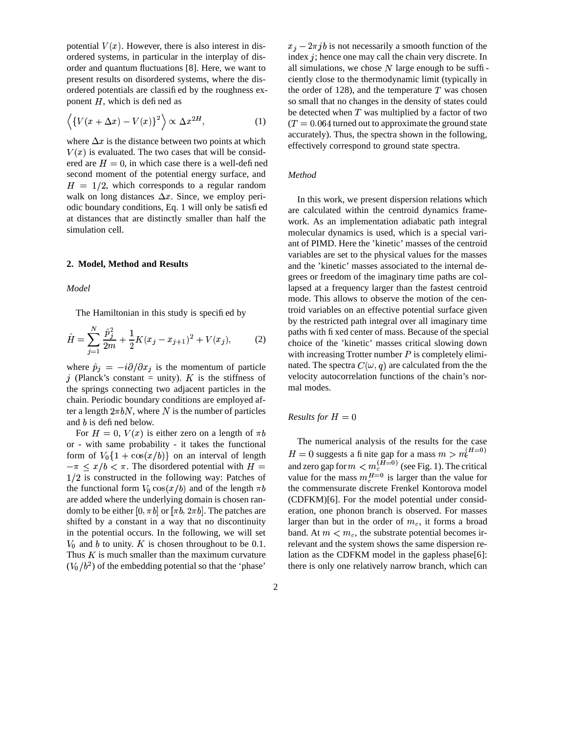potential $V(x)$. However, there is also interest in disordered systems, in particular in the interplay of disorder and quantum fluctuations [8]. Here, we want to present results on disordered systems, where the disordered potentials are classified by the roughness exponent $H$, which is defined as

$$\left\langle \{V(x + \Delta x) - V(x)\}^2 \right\rangle \propto \Delta x^{2H}, \tag{1}$$

where $\Delta x$ is the distance between two points at which $V(x)$ is evaluated. The two cases that will be considered are $H = 0$, in which case there is a well-defined second moment of the potential energy surface, and $H = 1/2$, which corresponds to a regular random walk on long distances $\Delta x$. Since, we employ periodic boundary conditions, Eq. 1 will only be satisfied at distances that are distinctly smaller than half the simulation cell.

## 2. Model, Method and Results

### *Model*

The Hamiltonian in this study is specified by

$$\hat{H} = \sum_{j=1}^{N} \frac{\hat{p}_j^2}{2m} + \frac{1}{2}K(x_j - x_{j+1})^2 + V(x_j), \tag{2}$$

where $\hat{p}_j = -i\partial/\partial x_j$ is the momentum of particle $j$ (Planck's constant = unity). $K$ is the stiffness of the springs connecting two adjacent particles in the chain. Periodic boundary conditions are employed after a length $2\pi bN$, where $N$ is the number of particles and $b$ is defined below.

For $H = 0$, $V(x)$ is either zero on a length of $\pi b$ or - with same probability - it takes the functional form of $V_0\{1 + \cos(x/b)\}$ on an interval of length $-\pi \le x/b < \pi$. The disordered potential with $H = 1/2$ is constructed in the following way: Patches of the functional form $V_0 \cos(x/b)$ and of the length $\pi b$ are added where the underlying domain is chosen randomly to be either $[0, \pi b]$ or $[\pi b, 2\pi b]$. The patches are shifted by a constant in a way that no discontinuity in the potential occurs. In the following, we will set $V_0$ and $b$ to unity. $K$ is chosen throughout to be 0.1. Thus $K$ is much smaller than the maximum curvature $(V_0/b^2)$ of the embedding potential so that the 'phase' $x_j - 2\pi jb$ is not necessarily a smooth function of the index $j$; hence one may call the chain very discrete. In all simulations, we chose $N$ large enough to be sufficiently close to the thermodynamic limit (typically in the order of 128), and the temperature $T$ was chosen so small that no changes in the density of states could be detected when $T$ was multiplied by a factor of two ($T = 0.064$ turned out to approximate the ground state accurately). Thus, the spectra shown in the following, effectively correspond to ground state spectra.

### *Method*

In this work, we present dispersion relations which are calculated within the centroid dynamics framework. As an implementation adiabatic path integral molecular dynamics is used, which is a special variant of PIMD. Here the 'kinetic' masses of the centroid variables are set to the physical values for the masses and the 'kinetic' masses associated to the internal degrees or freedom of the imaginary time paths are collapsed at a frequency larger than the fastest centroid mode. This allows to observe the motion of the centroid variables on an effective potential surface given by the restricted path integral over all imaginary time paths with fixed center of mass. Because of the special choice of the 'kinetic' masses critical slowing down with increasing Trotter number $P$ is completely eliminated. The spectra $C(\omega, q)$ are calculated from the the velocity autocorrelation functions of the chain's normal modes.

### *Results for $H = 0$*

The numerical analysis of the results for the case $H = 0$ suggests a finite gap for a mass $m > m_c^{(H=0)}$ and zero gap for $m < m_c^{(H=0)}$ (see Fig. 1). The critical value for the mass $m_c^{H=0}$ is larger than the value for the commensurate discrete Frenkel Kontorova model (CDFKM)[6]. For the model potential under consideration, one phonon branch is observed. For masses larger than but in the order of $m_c$, it forms a broad band. At $m < m_c$, the substrate potential becomes irrelevant and the system shows the same dispersion relation as the CDFKM model in the gapless phase[6]: there is only one relatively narrow branch, which can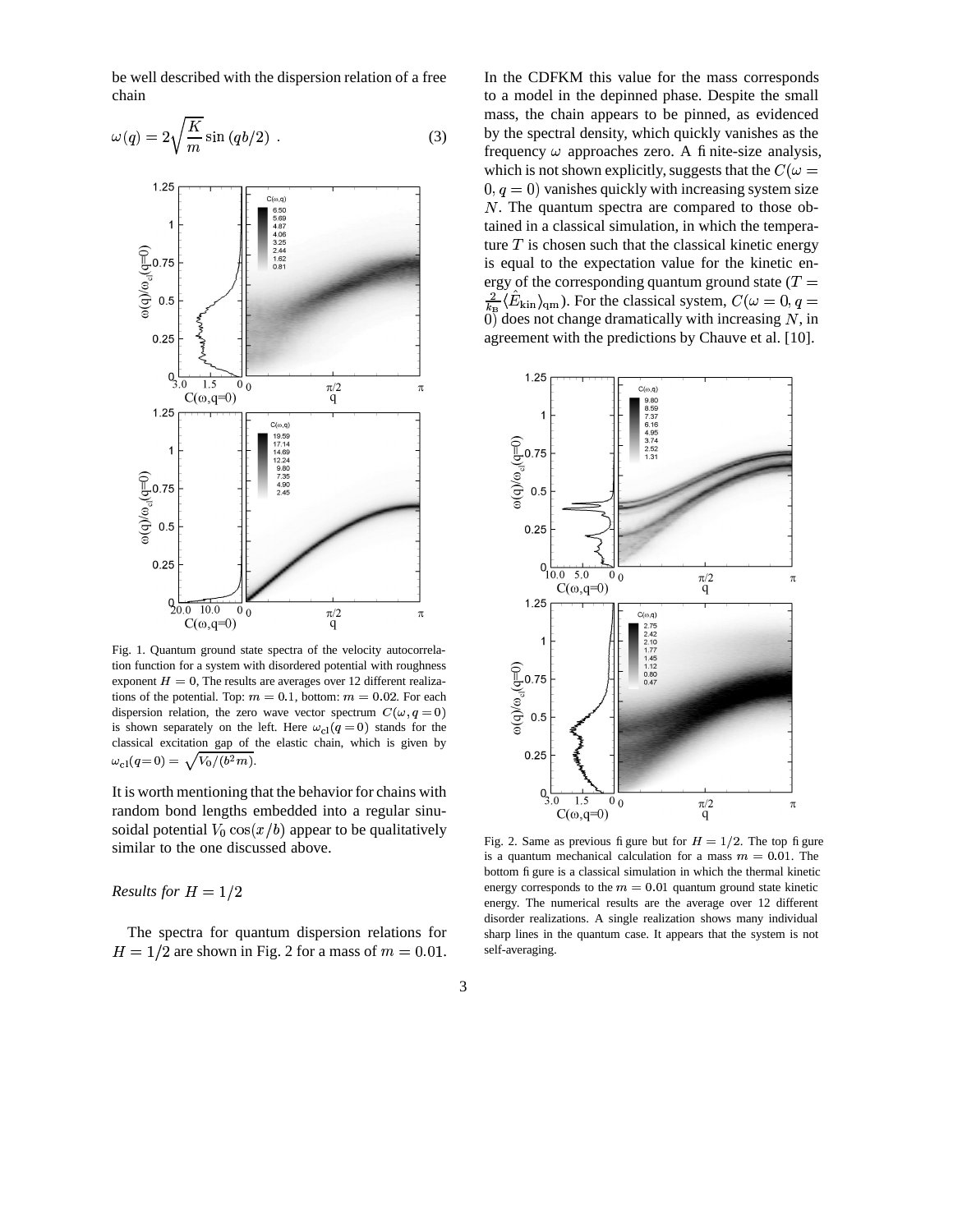be well described with the dispersion relation of a free chain

$$\omega(q) = 2\sqrt{\frac{K}{m}}\sin\left(qb/2\right) \ . \tag{3}$$

Fig. 1. Quantum ground state spectra of the velocity autocorrelation function for a system with disordered potential with roughness exponent $H = 0$, The results are averages over 12 different realizations of the potential. Top: $m = 0.1$, bottom: $m = 0.02$. For each dispersion relation, the zero wave vector spectrum $C(\omega, q = 0)$ is shown separately on the left. Here $\omega_{\rm cl}(q = 0)$ stands for the classical excitation gap of the elastic chain, which is given by $\omega_{\rm cl}(q=0) = \sqrt{V_0/(b^2 m)}$.

It is worth mentioning that the behavior for chains with random bond lengths embedded into a regular sinusoidal potential $V_0 \cos(x/b)$ appear to be qualitatively similar to the one discussed above.

*Results for $H = 1/2$*

The spectra for quantum dispersion relations for $H = 1/2$ are shown in Fig. 2 for a mass of $m = 0.01$. In the CDFKM this value for the mass corresponds to a model in the depinned phase. Despite the small mass, the chain appears to be pinned, as evidenced by the spectral density, which quickly vanishes as the frequency $\omega$ approaches zero. A finite-size analysis, which is not shown explicitly, suggests that the $C(\omega = 0, q = 0)$ vanishes quickly with increasing system size $N$. The quantum spectra are compared to those obtained in a classical simulation, in which the temperature $T$ is chosen such that the classical kinetic energy is equal to the expectation value for the kinetic energy of the corresponding quantum ground state ($T = \frac{2}{k_{\rm B}}\langle \hat{E}_{\rm kin}\rangle_{\rm qm}$). For the classical system, $C(\omega = 0, q = 0)$ does not change dramatically with increasing $N$, in agreement with the predictions by Chauve et al. [10].

Fig. 2. Same as previous figure but for $H = 1/2$. The top figure is a quantum mechanical calculation for a mass $m = 0.01$. The bottom figure is a classical simulation in which the thermal kinetic energy corresponds to the $m = 0.01$ quantum ground state kinetic energy. The numerical results are the average over 12 different disorder realizations. A single realization shows many individual sharp lines in the quantum case. It appears that the system is not self-averaging.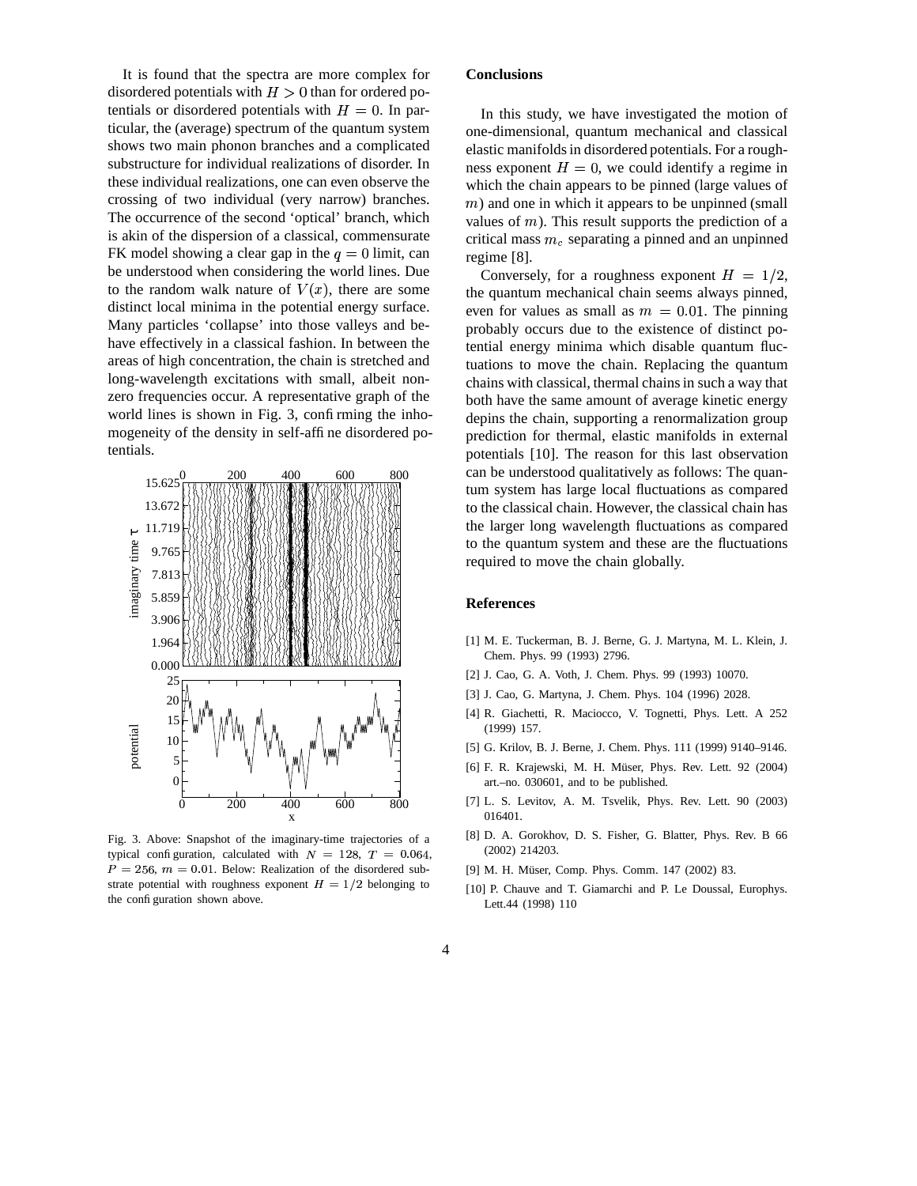It is found that the spectra are more complex for disordered potentials with $H > 0$ than for ordered potentials or disordered potentials with $H = 0$. In particular, the (average) spectrum of the quantum system shows two main phonon branches and a complicated substructure for individual realizations of disorder. In these individual realizations, one can even observe the crossing of two individual (very narrow) branches. The occurrence of the second 'optical' branch, which is akin of the dispersion of a classical, commensurate FK model showing a clear gap in the $q = 0$ limit, can be understood when considering the world lines. Due to the random walk nature of $V(x)$, there are some distinct local minima in the potential energy surface. Many particles 'collapse' into those valleys and behave effectively in a classical fashion. In between the areas of high concentration, the chain is stretched and long-wavelength excitations with small, albeit non-zero frequencies occur. A representative graph of the world lines is shown in Fig. 3, confirming the inhomogeneity of the density in self-affine disordered potentials.

imaginary time τ
15.625
13.672
11.719
9.765
7.813
5.859
3.906
1.964
0.000
0 200 400 600 800

potential
25
20
15
10
5
0
0 200 400 600 800
x

Fig. 3. Above: Snapshot of the imaginary-time trajectories of a typical configuration, calculated with $N = 128$, $T = 0.064$, $P = 256$, $m = 0.01$. Below: Realization of the disordered substrate potential with roughness exponent $H = 1/2$ belonging to the configuration shown above.

## Conclusions

In this study, we have investigated the motion of one-dimensional, quantum mechanical and classical elastic manifolds in disordered potentials. For a roughness exponent $H = 0$, we could identify a regime in which the chain appears to be pinned (large values of $m$) and one in which it appears to be unpinned (small values of $m$). This result supports the prediction of a critical mass $m_c$ separating a pinned and an unpinned regime [8].

Conversely, for a roughness exponent $H = 1/2$, the quantum mechanical chain seems always pinned, even for values as small as $m = 0.01$. The pinning probably occurs due to the existence of distinct potential energy minima which disable quantum fluctuations to move the chain. Replacing the quantum chains with classical, thermal chains in such a way that both have the same amount of average kinetic energy depins the chain, supporting a renormalization group prediction for thermal, elastic manifolds in external potentials [10]. The reason for this last observation can be understood qualitatively as follows: The quantum system has large local fluctuations as compared to the classical chain. However, the classical chain has the larger long wavelength fluctuations as compared to the quantum system and these are the fluctuations required to move the chain globally.

## References

[1] M. E. Tuckerman, B. J. Berne, G. J. Martyna, M. L. Klein, J. Chem. Phys. 99 (1993) 2796.

[2] J. Cao, G. A. Voth, J. Chem. Phys. 99 (1993) 10070.

[3] J. Cao, G. Martyna, J. Chem. Phys. 104 (1996) 2028.

[4] R. Giachetti, R. Maciocco, V. Tognetti, Phys. Lett. A 252 (1999) 157.

[5] G. Krilov, B. J. Berne, J. Chem. Phys. 111 (1999) 9140–9146.

[6] F. R. Krajewski, M. H. Müser, Phys. Rev. Lett. 92 (2004) art.–no. 030601, and to be published.

[7] L. S. Levitov, A. M. Tsvelik, Phys. Rev. Lett. 90 (2003) 016401.

[8] D. A. Gorokhov, D. S. Fisher, G. Blatter, Phys. Rev. B 66 (2002) 214203.

[9] M. H. Müser, Comp. Phys. Comm. 147 (2002) 83.

[10] P. Chauve and T. Giamarchi and P. Le Doussal, Europhys. Lett.44 (1998) 110